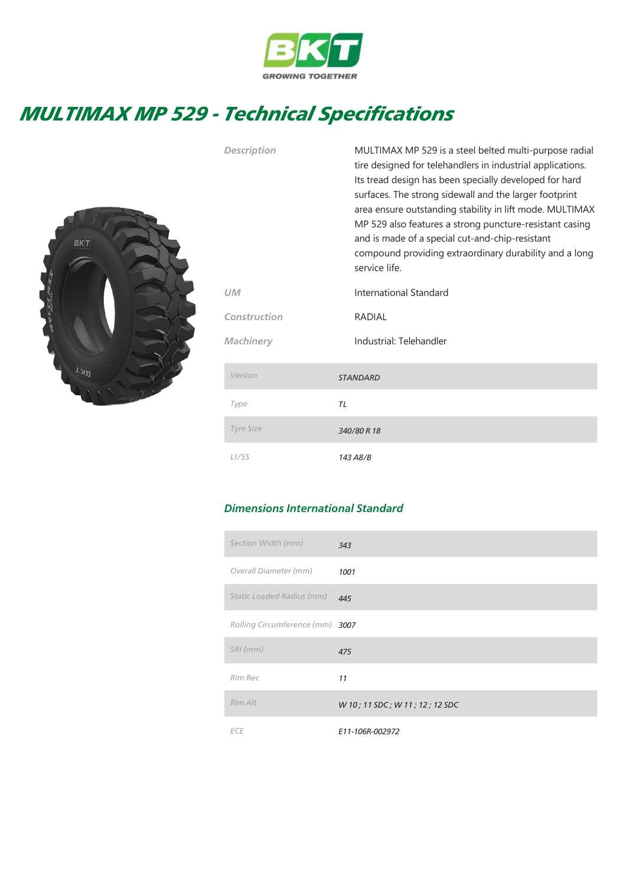BKT

GROWING TOGETHER

# MULTIMAX MP 529 - Technical Specifications

| | |
|---|---|
| Description | MULTIMAX MP 529 is a steel belted multi-purpose radial tire designed for telehandlers in industrial applications. Its tread design has been specially developed for hard surfaces. The strong sidewall and the larger footprint area ensure outstanding stability in lift mode. MULTIMAX MP 529 also features a strong puncture-resistant casing and is made of a special cut-and-chip-resistant compound providing extraordinary durability and a long service life. |
| UM | International Standard |
| Construction | RADIAL |
| Machinery | Industrial: Telehandler |

| | |
|---|---|
| Version | STANDARD |
| Type | TL |
| Tyre Size | 340/80 R 18 |
| LI/SS | 143 A8/B |

## Dimensions International Standard

| | |
|---|---|
| Section Width (mm) | 343 |
| Overall Diameter (mm) | 1001 |
| Static Loaded Radius (mm) | 445 |
| Rolling Circumference (mm) | 3007 |
| SRI (mm) | 475 |
| Rim Rec | 11 |
| Rim Alt | W 10 ; 11 SDC ; W 11 ; 12 ; 12 SDC |
| ECE | E11-106R-002972 |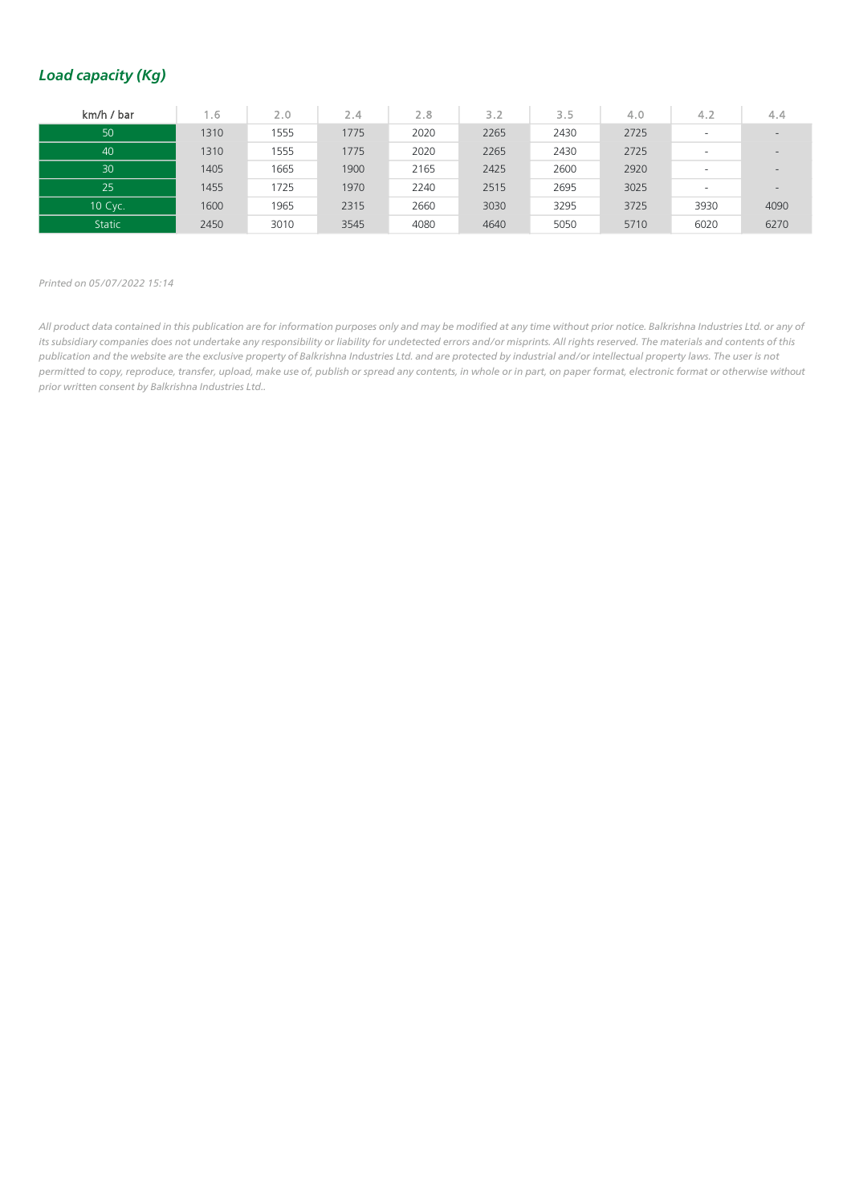## *Load capacity (Kg)*

| km/h / bar | 1.6 | 2.0 | 2.4 | 2.8 | 3.2 | 3.5 | 4.0 | 4.2 | 4.4 |
|---|---|---|---|---|---|---|---|---|---|
| 50 | 1310 | 1555 | 1775 | 2020 | 2265 | 2430 | 2725 | - | - |
| 40 | 1310 | 1555 | 1775 | 2020 | 2265 | 2430 | 2725 | - | - |
| 30 | 1405 | 1665 | 1900 | 2165 | 2425 | 2600 | 2920 | - | - |
| 25 | 1455 | 1725 | 1970 | 2240 | 2515 | 2695 | 3025 | - | - |
| 10 Cyc. | 1600 | 1965 | 2315 | 2660 | 3030 | 3295 | 3725 | 3930 | 4090 |
| Static | 2450 | 3010 | 3545 | 4080 | 4640 | 5050 | 5710 | 6020 | 6270 |

*Printed on 05/07/2022 15:14*

*All product data contained in this publication are for information purposes only and may be modified at any time without prior notice. Balkrishna Industries Ltd. or any of its subsidiary companies does not undertake any responsibility or liability for undetected errors and/or misprints. All rights reserved. The materials and contents of this publication and the website are the exclusive property of Balkrishna Industries Ltd. and are protected by industrial and/or intellectual property laws. The user is not permitted to copy, reproduce, transfer, upload, make use of, publish or spread any contents, in whole or in part, on paper format, electronic format or otherwise without prior written consent by Balkrishna Industries Ltd..*